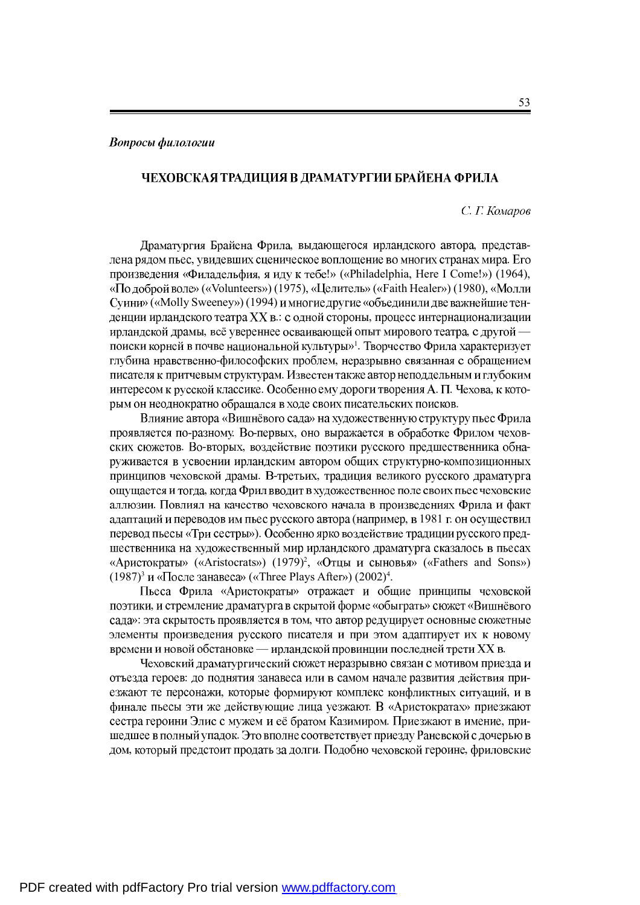*Вопросы филологии*

## ЧЕХОВСКАЯ ТРАДИЦИЯ В ДРАМАТУРГИИ БРАЙЕНА ФРИЛА

*С. Г. Комаров*

Драматургия Брайена Фрила, выдающегося ирландского автора, представлена рядом пьес, увидевших сценическое воплощение во многих странах мира. Его произведения «Филадельфия, я иду к тебе!» («Philadelphia, Here I Come!») (1964), «По доброй воле» («Volunteers») (1975), «Целитель» («Faith Healer») (1980), «Молли Суини» («Molly Sweeney») (1994) и многие другие «объединили две важнейшие тенденции ирландского театра XX в.: с одной стороны, процесс интернационализации ирландской драмы, всё увереннее осваивающей опыт мирового театра, с другой — поиски корней в почве национальной культуры»[1]. Творчество Фрила характеризует глубина нравственно-философских проблем, неразрывно связанная с обращением писателя к притчевым структурам. Известен также автор неподдельным и глубоким интересом к русской классике. Особенно ему дороги творения А. П. Чехова, к которым он неоднократно обращался в ходе своих писательских поисков.

Влияние автора «Вишнёвого сада» на художественную структуру пьес Фрила проявляется по-разному. Во-первых, оно выражается в обработке Фрилом чеховских сюжетов. Во-вторых, воздействие поэтики русского предшественника обнаруживается в усвоении ирландским автором общих структурно-композиционных принципов чеховской драмы. В-третьих, традиция великого русского драматурга ощущается и тогда, когда Фрил вводит в художественное поле своих пьес чеховские аллюзии. Повлиял на качество чеховского начала в произведениях Фрила и факт адаптаций и переводов им пьес русского автора (например, в 1981 г. он осуществил перевод пьесы «Три сестры»). Особенно ярко воздействие традиции русского предшественника на художественный мир ирландского драматурга сказалось в пьесах «Аристократы» («Aristocrats») (1979)[2], «Отцы и сыновья» («Fathers and Sons») (1987)[3] и «После занавеса» («Three Plays After») (2002)[4].

Пьеса Фрила «Аристократы» отражает и общие принципы чеховской поэтики, и стремление драматурга в скрытой форме «обыграть» сюжет «Вишнёвого сада»: эта скрытость проявляется в том, что автор редуцирует основные сюжетные элементы произведения русского писателя и при этом адаптирует их к новому времени и новой обстановке — ирландской провинции последней трети XX в.

Чеховский драматургический сюжет неразрывно связан с мотивом приезда и отъезда героев: до поднятия занавеса или в самом начале развития действия приезжают те персонажи, которые формируют комплекс конфликтных ситуаций, и в финале пьесы эти же действующие лица уезжают. В «Аристократах» приезжают сестра героини Элис с мужем и её братом Казимиром. Приезжают в имение, пришедшее в полный упадок. Это вполне соответствует приезду Раневской с дочерью в дом, который предстоит продать за долги. Подобно чеховской героине, фриловские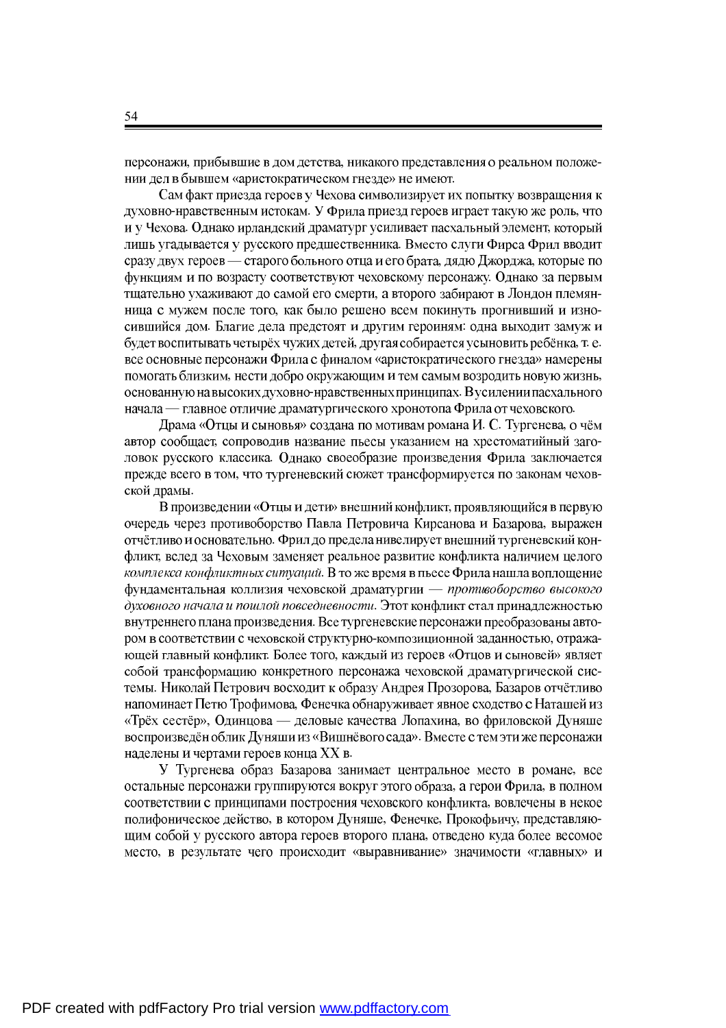персонажи, прибывшие в дом детства, никакого представления о реальном положении дел в бывшем «аристократическом гнезде» не имеют.

Сам факт приезда героев у Чехова символизирует их попытку возвращения к духовно-нравственным истокам. У Фрила приезд героев играет такую же роль, что и у Чехова. Однако ирландский драматург усиливает пасхальный элемент, который лишь угадывается у русского предшественника. Вместо слуги Фирса Фрил вводит сразу двух героев — старого больного отца и его брата, дядю Джорджа, которые по функциям и по возрасту соответствуют чеховскому персонажу. Однако за первым тщательно ухаживают до самой его смерти, а второго забирают в Лондон племянница с мужем после того, как было решено всем покинуть прогнивший и износившийся дом. Благие дела предстоят и другим героиням: одна выходит замуж и будет воспитывать четырёх чужих детей, другая собирается усыновить ребёнка, т. е. все основные персонажи Фрила с финалом «аристократического гнезда» намерены помогать близким, нести добро окружающим и тем самым возродить новую жизнь, основанную на высоких духовно-нравственных принципах. В усилении пасхального начала — главное отличие драматургического хронотопа Фрила от чеховского.

Драма «Отцы и сыновья» создана по мотивам романа И. С. Тургенева, о чём автор сообщает, сопроводив название пьесы указанием на хрестоматийный заголовок русского классика. Однако своеобразие произведения Фрила заключается прежде всего в том, что тургеневский сюжет трансформируется по законам чеховской драмы.

В произведении «Отцы и дети» внешний конфликт, проявляющийся в первую очередь через противоборство Павла Петровича Кирсанова и Базарова, выражен отчётливо и основательно. Фрил до предела нивелирует внешний тургеневский конфликт, вслед за Чеховым заменяет реальное развитие конфликта наличием целого *комплекса конфликтных ситуаций*. В то же время в пьесе Фрила нашла воплощение фундаментальная коллизия чеховской драматургии — *противоборство высокого духовного начала и пошлой повседневности*. Этот конфликт стал принадлежностью внутреннего плана произведения. Все тургеневские персонажи преобразованы автором в соответствии с чеховской структурно-композиционной заданностью, отражающей главный конфликт. Более того, каждый из героев «Отцов и сыновей» являет собой трансформацию конкретного персонажа чеховской драматургической системы. Николай Петрович восходит к образу Андрея Прозорова, Базаров отчётливо напоминает Петю Трофимова, Фенечка обнаруживает явное сходство с Наташей из «Трёх сестёр», Одинцова — деловые качества Лопахина, во фриловской Дуняше воспроизведён облик Дуняши из «Вишнёвого сада». Вместе с тем эти же персонажи наделены и чертами героев конца XX в.

У Тургенева образ Базарова занимает центральное место в романе, все остальные персонажи группируются вокруг этого образа, а герои Фрила, в полном соответствии с принципами построения чеховского конфликта, вовлечены в некое полифоническое действо, в котором Дуняше, Фенечке, Прокофьичу, представляющим собой у русского автора героев второго плана, отведено куда более весомое место, в результате чего происходит «выравнивание» значимости «главных» и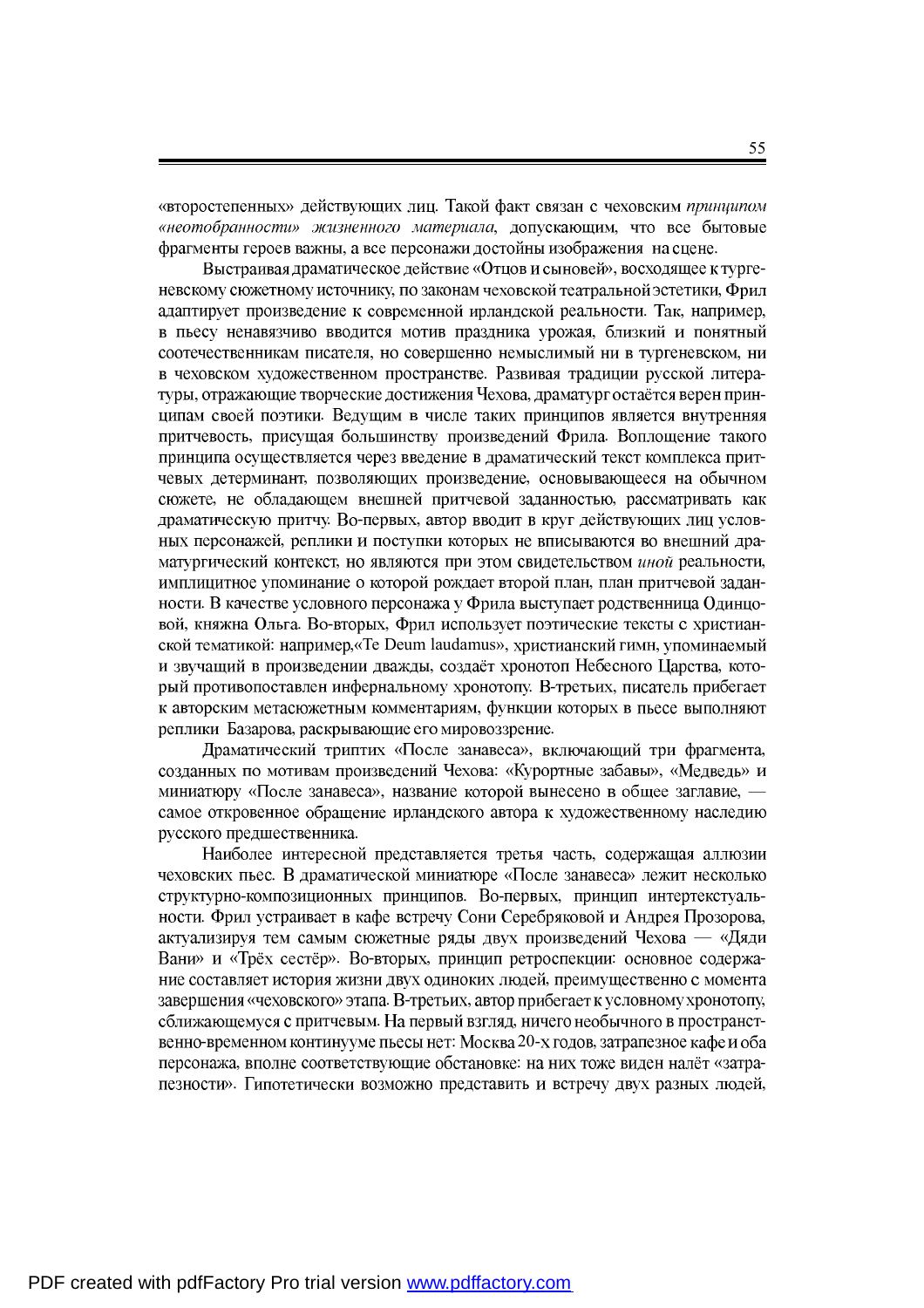«второстепенных» действующих лиц. Такой факт связан с чеховским *принципом «неотобранности» жизненного материала*, допускающим, что все бытовые фрагменты героев важны, а все персонажи достойны изображения на сцене.

Выстраивая драматическое действие «Отцов и сыновей», восходящее к тургеневскому сюжетному источнику, по законам чеховской театральной эстетики, Фрил адаптирует произведение к современной ирландской реальности. Так, например, в пьесу ненавязчиво вводится мотив праздника урожая, близкий и понятный соотечественникам писателя, но совершенно немыслимый ни в тургеневском, ни в чеховском художественном пространстве. Развивая традиции русской литературы, отражающие творческие достижения Чехова, драматург остаётся верен принципам своей поэтики. Ведущим в числе таких принципов является внутренняя притчевость, присущая большинству произведений Фрила. Воплощение такого принципа осуществляется через введение в драматический текст комплекса притчевых детерминант, позволяющих произведение, основывающееся на обычном сюжете, не обладающем внешней притчевой заданностью, рассматривать как драматическую притчу. Во-первых, автор вводит в круг действующих лиц условных персонажей, реплики и поступки которых не вписываются во внешний драматургический контекст, но являются при этом свидетельством *иной* реальности, имплицитное упоминание о которой рождает второй план, план притчевой заданности. В качестве условного персонажа у Фрила выступает родственница Одинцовой, княжна Ольга. Во-вторых, Фрил использует поэтические тексты с христианской тематикой: например,«Te Deum laudamus», христианский гимн, упоминаемый и звучащий в произведении дважды, создаёт хронотоп Небесного Царства, который противопоставлен инфернальному хронотопу. В-третьих, писатель прибегает к авторским метасюжетным комментариям, функции которых в пьесе выполняют реплики Базарова, раскрывающие его мировоззрение.

Драматический триптих «После занавеса», включающий три фрагмента, созданных по мотивам произведений Чехова: «Курортные забавы», «Медведь» и миниатюру «После занавеса», название которой вынесено в общее заглавие, — самое откровенное обращение ирландского автора к художественному наследию русского предшественника.

Наиболее интересной представляется третья часть, содержащая аллюзии чеховских пьес. В драматической миниатюре «После занавеса» лежит несколько структурно-композиционных принципов. Во-первых, принцип интертекстуальности. Фрил устраивает в кафе встречу Сони Серебряковой и Андрея Прозорова, актуализируя тем самым сюжетные ряды двух произведений Чехова — «Дяди Вани» и «Трёх сестёр». Во-вторых, принцип ретроспекции: основное содержание составляет история жизни двух одиноких людей, преимущественно с момента завершения «чеховского» этапа. В-третьих, автор прибегает к условному хронотопу, сближающемуся с притчевым. На первый взгляд, ничего необычного в пространственно-временном континууме пьесы нет: Москва 20-х годов, затрапезное кафе и оба персонажа, вполне соответствующие обстановке: на них тоже виден налёт «затрапезности». Гипотетически возможно представить и встречу двух разных людей,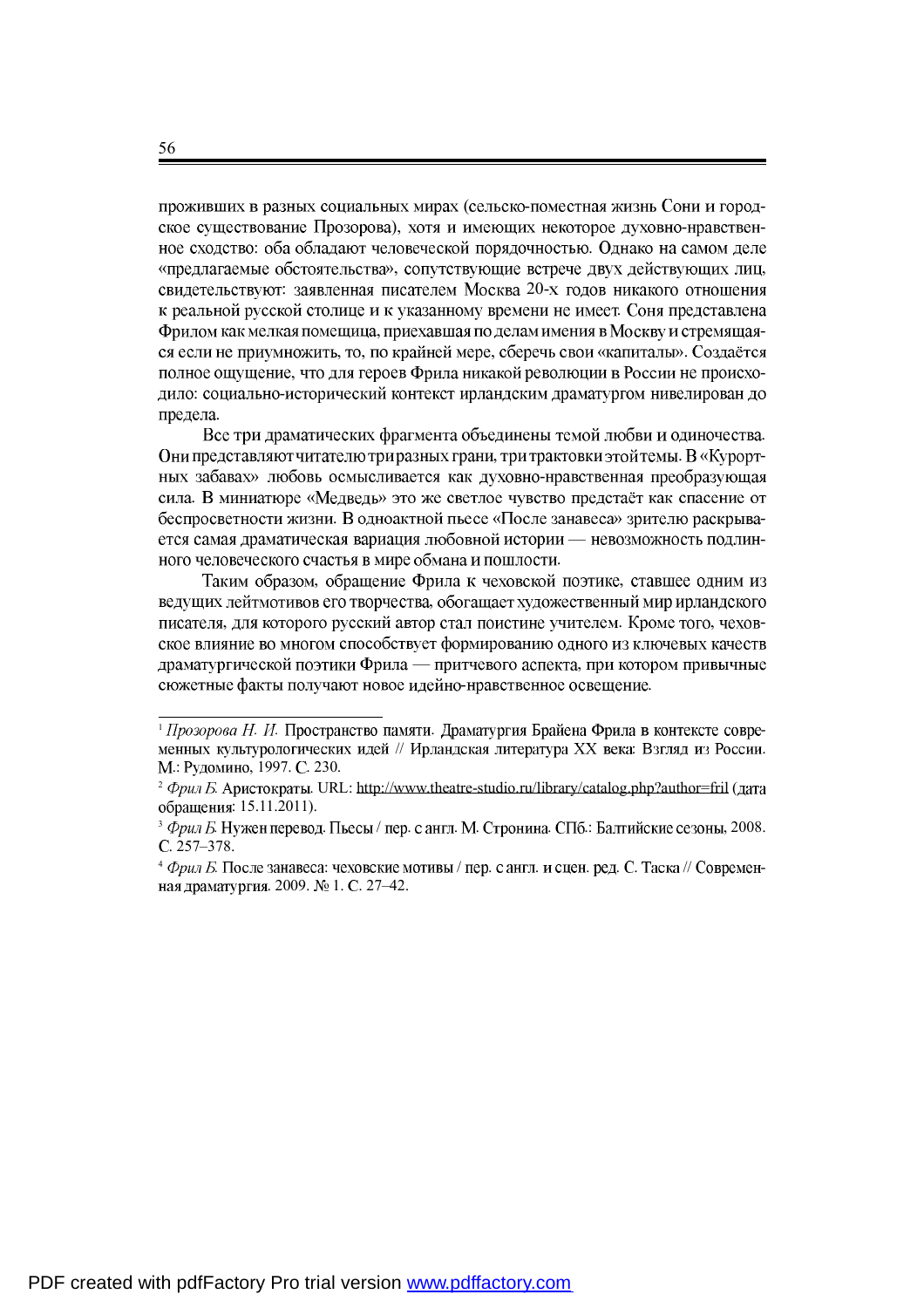проживших в разных социальных мирах (сельско-поместная жизнь Сони и городское существование Прозорова), хотя и имеющих некоторое духовно-нравственное сходство: оба обладают человеческой порядочностью. Однако на самом деле «предлагаемые обстоятельства», сопутствующие встрече двух действующих лиц, свидетельствуют: заявленная писателем Москва 20-х годов никакого отношения к реальной русской столице и к указанному времени не имеет. Соня представлена Фрилом как мелкая помещица, приехавшая по делам имения в Москву и стремящаяся если не приумножить, то, по крайней мере, сберечь свои «капиталы». Создаётся полное ощущение, что для героев Фрила никакой революции в России не происходило: социально-исторический контекст ирландским драматургом нивелирован до предела.

Все три драматических фрагмента объединены темой любви и одиночества. Они представляют читателю три разных грани, три трактовки этой темы. В «Курортных забавах» любовь осмысливается как духовно-нравственная преобразующая сила. В миниатюре «Медведь» это же светлое чувство предстаёт как спасение от беспросветности жизни. В одноактной пьесе «После занавеса» зрителю раскрывается самая драматическая вариация любовной истории — невозможность подлинного человеческого счастья в мире обмана и пошлости.

Таким образом, обращение Фрила к чеховской поэтике, ставшее одним из ведущих лейтмотивов его творчества, обогащает художественный мир ирландского писателя, для которого русский автор стал поистине учителем. Кроме того, чеховское влияние во многом способствует формированию одного из ключевых качеств драматургической поэтики Фрила — притчевого аспекта, при котором привычные сюжетные факты получают новое идейно-нравственное освещение.

---

[1] *Прозорова Н. И.* Пространство памяти. Драматургия Брайена Фрила в контексте современных культурологических идей // Ирландская литература XX века: Взгляд из России. М.: Рудомино, 1997. С. 230.

[2] *Фрил Б.* Аристократы. URL: http://www.theatre-studio.ru/library/catalog.php?author=fril (дата обращения: 15.11.2011).

[3] *Фрил Б.* Нужен перевод. Пьесы / пер. с англ. М. Стронина. СПб.: Балтийские сезоны, 2008. С. 257–378.

[4] *Фрил Б.* После занавеса: чеховские мотивы / пер. с англ. и сцен. ред. С. Таска // Современная драматургия. 2009. № 1. С. 27–42.